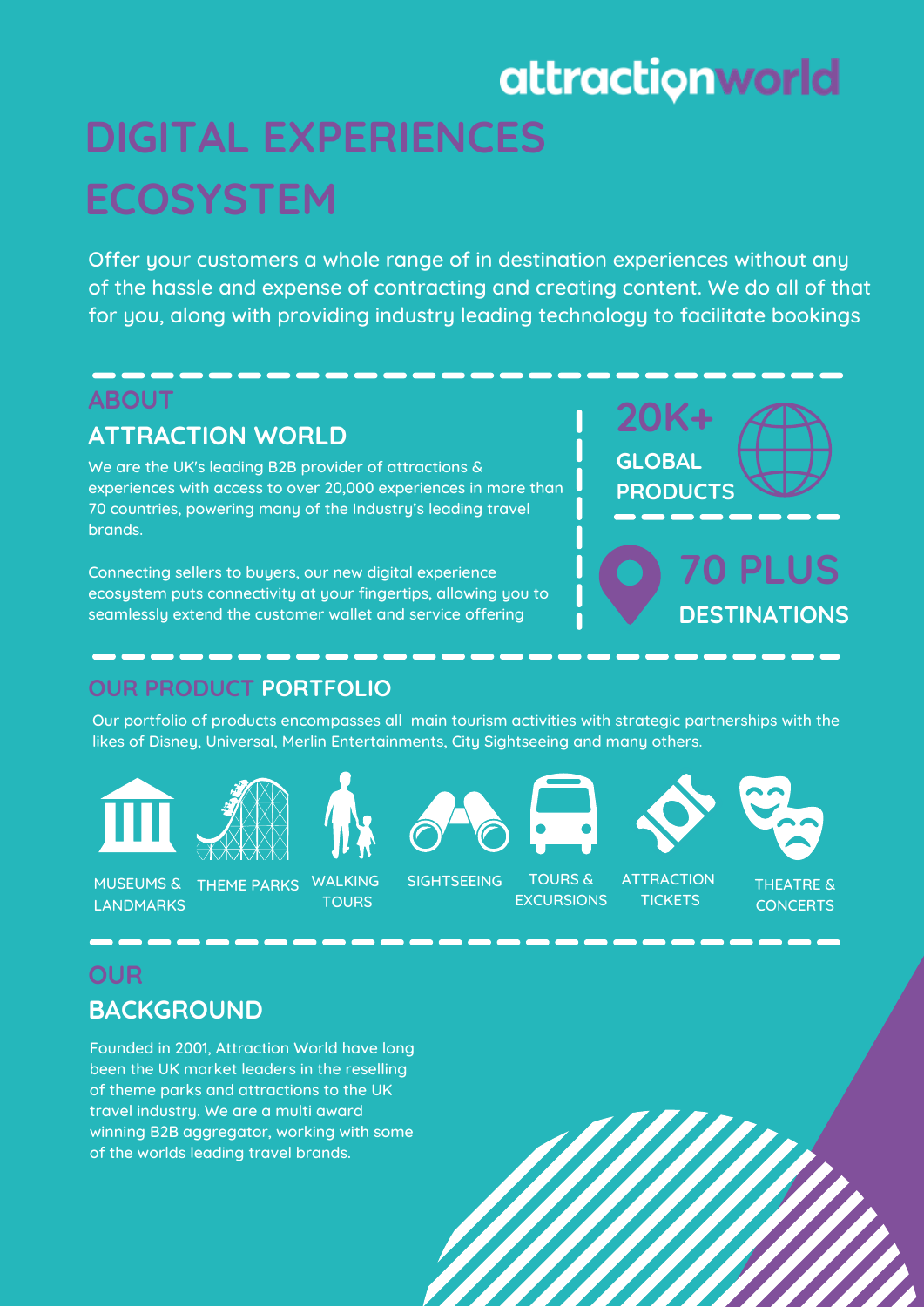attractionworld

# DIGITAL EXPERIENCES ECOSYSTEM

Offer your customers a whole range of in destination experiences without any of the hassle and expense of contracting and creating content. We do all of that for you, along with providing industry leading technology to facilitate bookings

## ABOUT ATTRACTION WORLD

We are the UK's leading B2B provider of attractions & experiences with access to over 20,000 experiences in more than 70 countries, powering many of the Industry's leading travel brands.

Connecting sellers to buyers, our new digital experience ecosystem puts connectivity at your fingertips, allowing you to seamlessly extend the customer wallet and service offering

**20K+ GLOBAL PRODUCTS**

**70 PLUS DESTINATIONS**

## OUR PRODUCT PORTFOLIO

Our portfolio of products encompasses all main tourism activities with strategic partnerships with the likes of Disney, Universal, Merlin Entertainments, City Sightseeing and many others.

- MUSEUMS & LANDMARKS
- THEME PARKS
- WALKING TOURS
- SIGHTSEEING
- TOURS & EXCURSIONS
- ATTRACTION TICKETS
- THEATRE & CONCERTS

## OUR BACKGROUND

Founded in 2001, Attraction World have long been the UK market leaders in the reselling of theme parks and attractions to the UK travel industry. We are a multi award winning B2B aggregator, working with some of the worlds leading travel brands.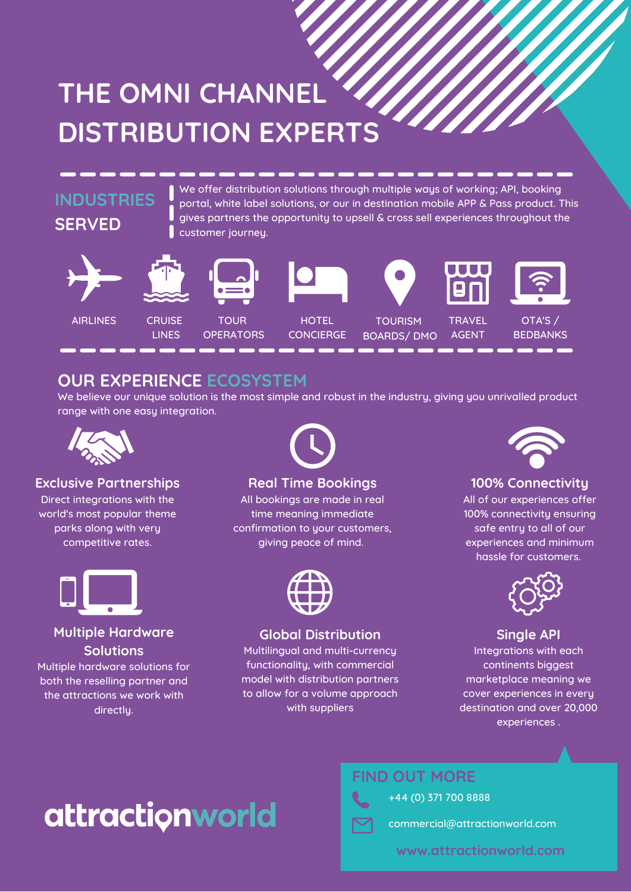# THE OMNI CHANNEL DISTRIBUTION EXPERTS

## INDUSTRIES SERVED

We offer distribution solutions through multiple ways of working; API, booking portal, white label solutions, or our in destination mobile APP & Pass product. This gives partners the opportunity to upsell & cross sell experiences throughout the customer journey.

- AIRLINES
- CRUISE LINES
- TOUR OPERATORS
- HOTEL CONCIERGE
- TOURISM BOARDS/ DMO
- TRAVEL AGENT
- OTA'S / BEDBANKS

## OUR EXPERIENCE ECOSYSTEM

We believe our unique solution is the most simple and robust in the industry, giving you unrivalled product range with one easy integration.

### Exclusive Partnerships

Direct integrations with the world's most popular theme parks along with very competitive rates.

### Real Time Bookings

All bookings are made in real time meaning immediate confirmation to your customers, giving peace of mind.

### 100% Connectivity

All of our experiences offer 100% connectivity ensuring safe entry to all of our experiences and minimum hassle for customers.

### Multiple Hardware Solutions

Multiple hardware solutions for both the reselling partner and the attractions we work with directly.

### Global Distribution

Multilingual and multi-currency functionality, with commercial model with distribution partners to allow for a volume approach with suppliers

### Single API

Integrations with each continents biggest marketplace meaning we cover experiences in every destination and over 20,000 experiences .

attractionworld

## FIND OUT MORE

+44 (0) 371 700 8888

commercial@attractionworld.com

www.attractionworld.com